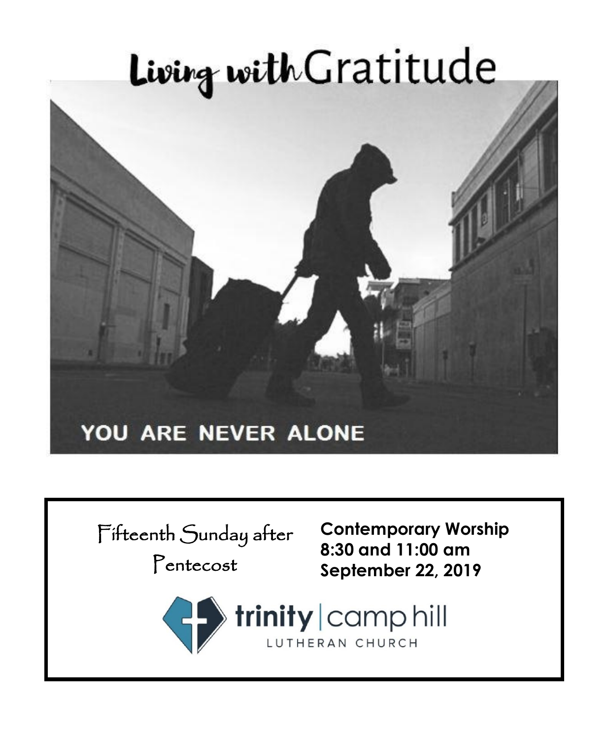# Living with Gratitude

YOU ARE NEVER ALONE

Fifteenth Sunday after Pentecost

**Contemporary Worship**
**8:30 and 11:00 am**
**September 22, 2019**

trinity | camp hill
LUTHERAN CHURCH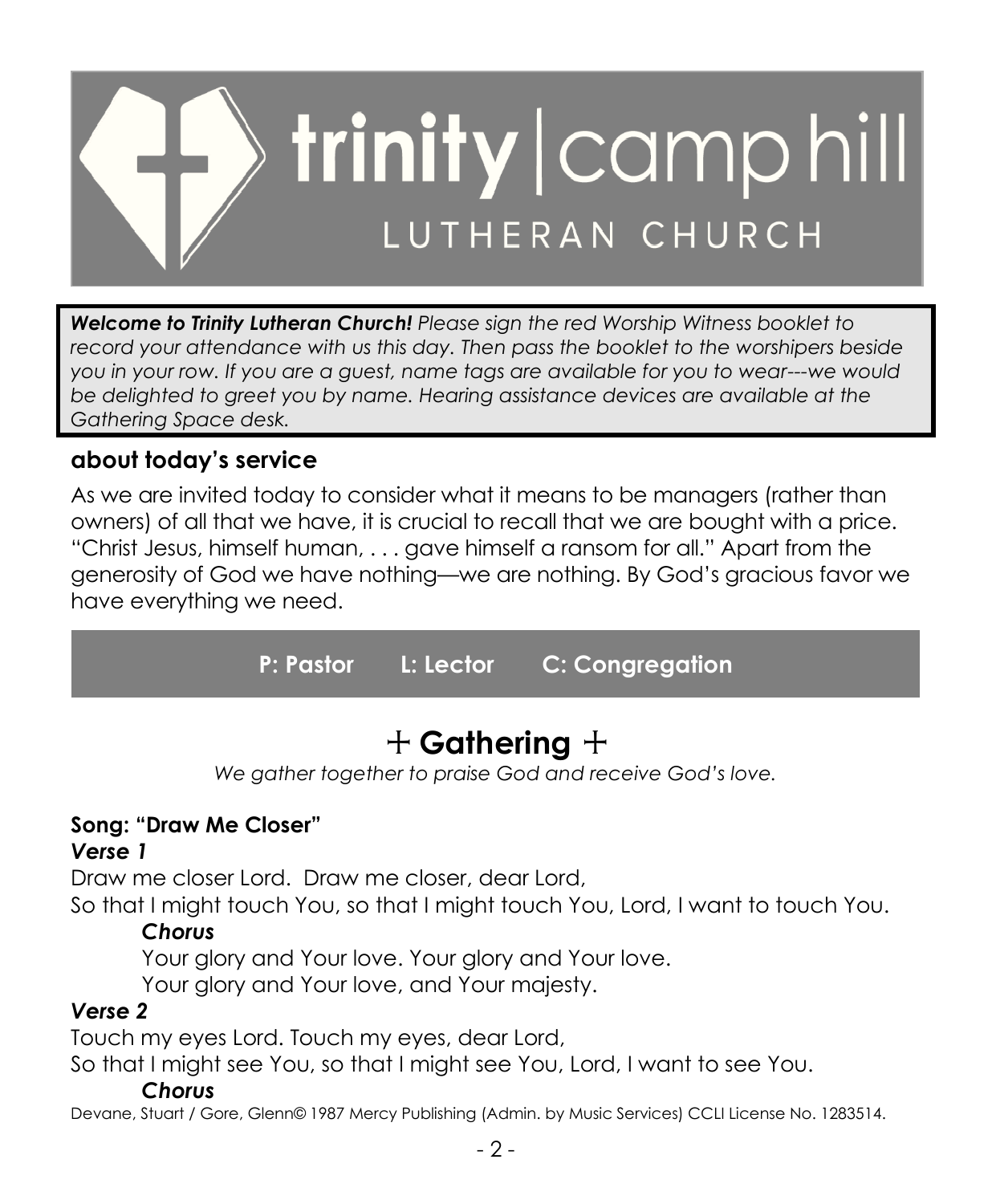# trinity | camp hill
## LUTHERAN CHURCH

***Welcome to Trinity Lutheran Church!*** *Please sign the red Worship Witness booklet to record your attendance with us this day. Then pass the booklet to the worshipers beside you in your row. If you are a guest, name tags are available for you to wear---we would be delighted to greet you by name. Hearing assistance devices are available at the Gathering Space desk.*

### about today's service

As we are invited today to consider what it means to be managers (rather than owners) of all that we have, it is crucial to recall that we are bought with a price. "Christ Jesus, himself human, . . . gave himself a ransom for all." Apart from the generosity of God we have nothing—we are nothing. By God's gracious favor we have everything we need.

**P: Pastor  L: Lector  C: Congregation**

## + Gathering +

*We gather together to praise God and receive God's love.*

**Song: "Draw Me Closer"**

***Verse 1***

Draw me closer Lord. Draw me closer, dear Lord,
So that I might touch You, so that I might touch You, Lord, I want to touch You.

***Chorus***

Your glory and Your love. Your glory and Your love.
Your glory and Your love, and Your majesty.

***Verse 2***

Touch my eyes Lord. Touch my eyes, dear Lord,
So that I might see You, so that I might see You, Lord, I want to see You.

***Chorus***

Devane, Stuart / Gore, Glenn© 1987 Mercy Publishing (Admin. by Music Services) CCLI License No. 1283514.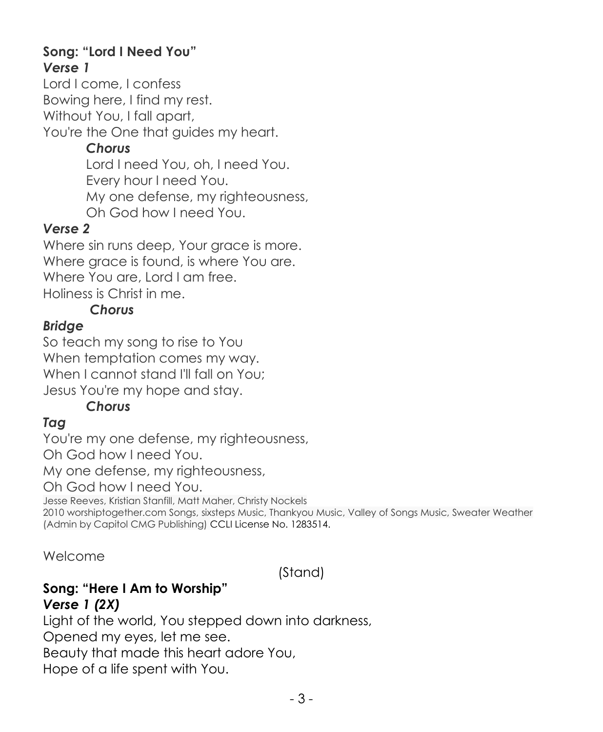**Song: "Lord I Need You"**

***Verse 1***

Lord I come, I confess
Bowing here, I find my rest.
Without You, I fall apart,
You're the One that guides my heart.

> ***Chorus***
>
> Lord I need You, oh, I need You.
> Every hour I need You.
> My one defense, my righteousness,
> Oh God how I need You.

***Verse 2***

Where sin runs deep, Your grace is more.
Where grace is found, is where You are.
Where You are, Lord I am free.
Holiness is Christ in me.

> ***Chorus***

***Bridge***

So teach my song to rise to You
When temptation comes my way.
When I cannot stand I'll fall on You;
Jesus You're my hope and stay.

> ***Chorus***

***Tag***

You're my one defense, my righteousness,
Oh God how I need You.
My one defense, my righteousness,
Oh God how I need You.

Jesse Reeves, Kristian Stanfill, Matt Maher, Christy Nockels
2010 worshiptogether.com Songs, sixsteps Music, Thankyou Music, Valley of Songs Music, Sweater Weather (Admin by Capitol CMG Publishing) CCLI License No. 1283514.

Welcome

(Stand)

**Song: "Here I Am to Worship"**

***Verse 1 (2X)***

Light of the world, You stepped down into darkness,
Opened my eyes, let me see.
Beauty that made this heart adore You,
Hope of a life spent with You.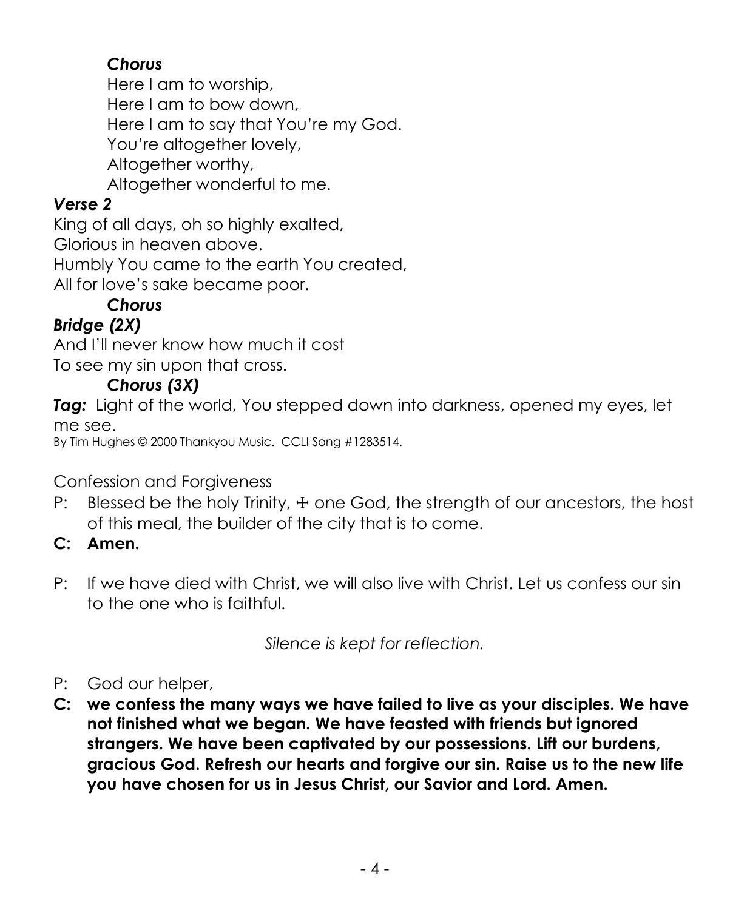*Chorus*

Here I am to worship,
Here I am to bow down,
Here I am to say that You're my God.
You're altogether lovely,
Altogether worthy,
Altogether wonderful to me.

***Verse 2***

King of all days, oh so highly exalted,
Glorious in heaven above.
Humbly You came to the earth You created,
All for love's sake became poor.

***Chorus***

***Bridge (2X)***

And I'll never know how much it cost
To see my sin upon that cross.

***Chorus (3X)***

***Tag:*** Light of the world, You stepped down into darkness, opened my eyes, let me see.

By Tim Hughes © 2000 Thankyou Music. CCLI Song #1283514.

Confession and Forgiveness

P: Blessed be the holy Trinity, ☩ one God, the strength of our ancestors, the host of this meal, the builder of the city that is to come.

**C: Amen.**

P: If we have died with Christ, we will also live with Christ. Let us confess our sin to the one who is faithful.

*Silence is kept for reflection.*

P: God our helper,

**C: we confess the many ways we have failed to live as your disciples. We have not finished what we began. We have feasted with friends but ignored strangers. We have been captivated by our possessions. Lift our burdens, gracious God. Refresh our hearts and forgive our sin. Raise us to the new life you have chosen for us in Jesus Christ, our Savior and Lord. Amen.**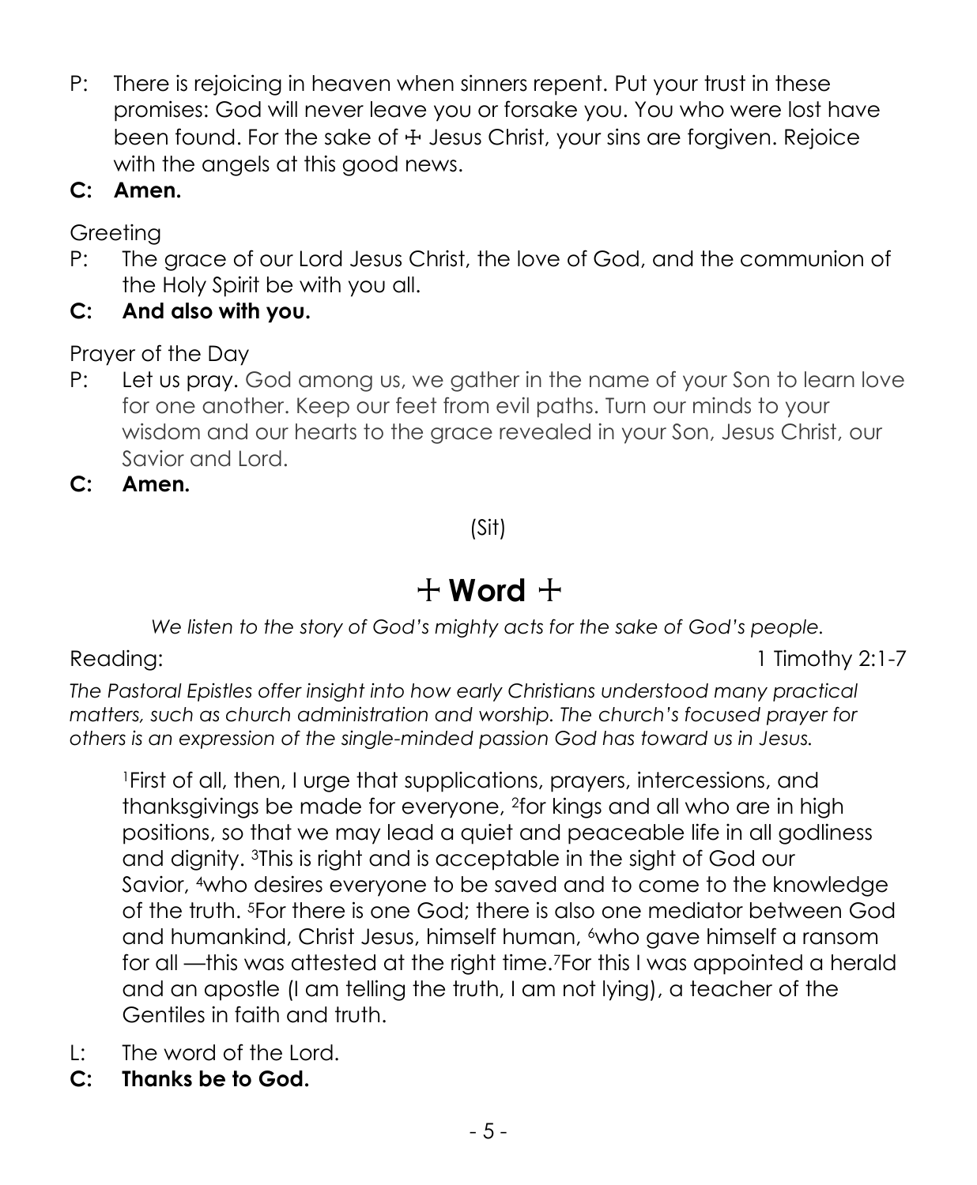P: There is rejoicing in heaven when sinners repent. Put your trust in these promises: God will never leave you or forsake you. You who were lost have been found. For the sake of ☩ Jesus Christ, your sins are forgiven. Rejoice with the angels at this good news.

**C: Amen.**

Greeting

P: The grace of our Lord Jesus Christ, the love of God, and the communion of the Holy Spirit be with you all.

**C: And also with you.**

Prayer of the Day

P: Let us pray. God among us, we gather in the name of your Son to learn love for one another. Keep our feet from evil paths. Turn our minds to your wisdom and our hearts to the grace revealed in your Son, Jesus Christ, our Savior and Lord.

**C: Amen.**

(Sit)

# + Word +

*We listen to the story of God's mighty acts for the sake of God's people.*

Reading: 1 Timothy 2:1-7

*The Pastoral Epistles offer insight into how early Christians understood many practical matters, such as church administration and worship. The church's focused prayer for others is an expression of the single-minded passion God has toward us in Jesus.*

[1]First of all, then, I urge that supplications, prayers, intercessions, and thanksgivings be made for everyone, [2]for kings and all who are in high positions, so that we may lead a quiet and peaceable life in all godliness and dignity. [3]This is right and is acceptable in the sight of God our Savior, [4]who desires everyone to be saved and to come to the knowledge of the truth. [5]For there is one God; there is also one mediator between God and humankind, Christ Jesus, himself human, [6]who gave himself a ransom for all —this was attested at the right time.[7]For this I was appointed a herald and an apostle (I am telling the truth, I am not lying), a teacher of the Gentiles in faith and truth.

L: The word of the Lord.

**C: Thanks be to God.**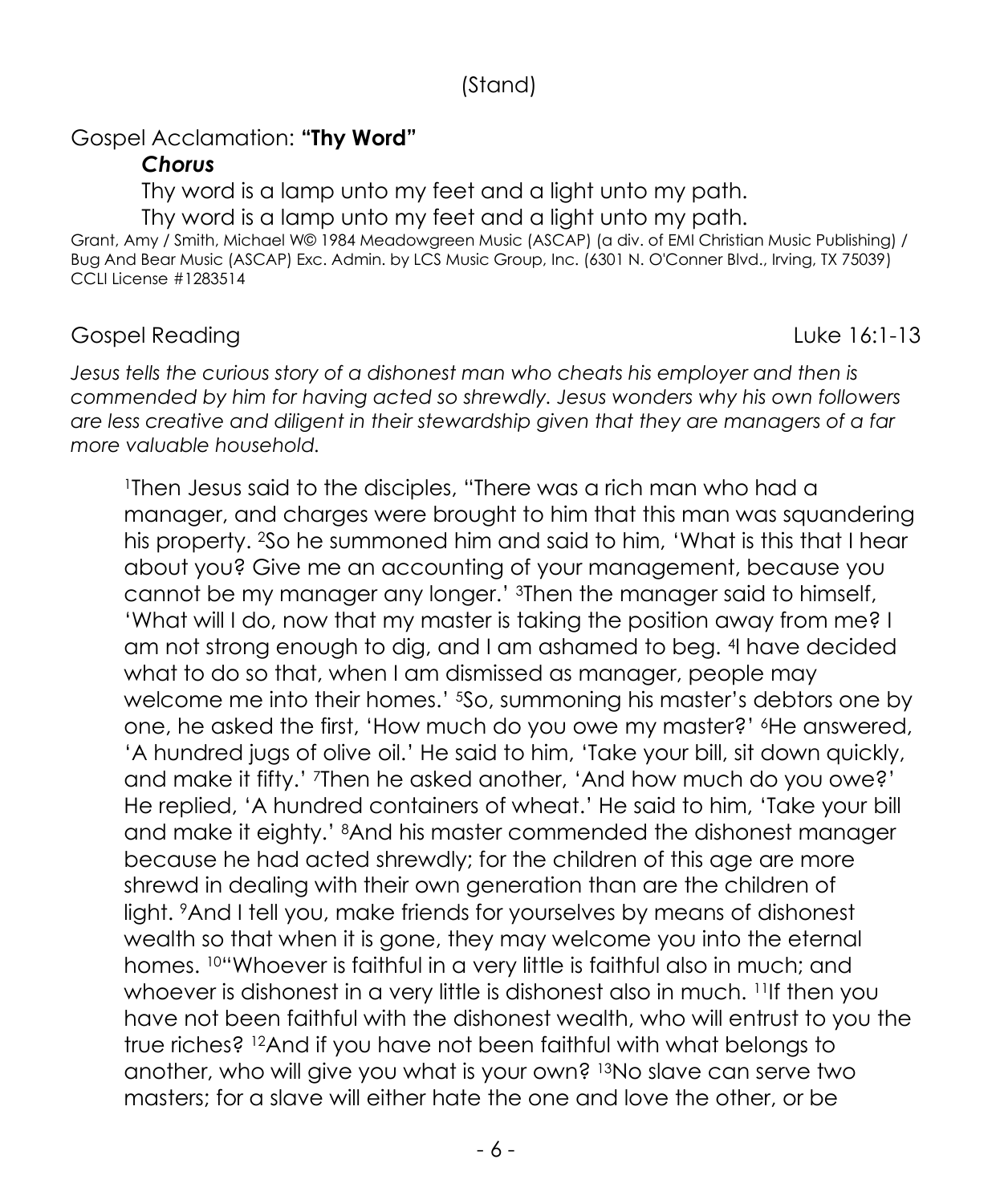(Stand)

Gospel Acclamation: **"Thy Word"**

***Chorus***

Thy word is a lamp unto my feet and a light unto my path.
Thy word is a lamp unto my feet and a light unto my path.

Grant, Amy / Smith, Michael W© 1984 Meadowgreen Music (ASCAP) (a div. of EMI Christian Music Publishing) / Bug And Bear Music (ASCAP) Exc. Admin. by LCS Music Group, Inc. (6301 N. O'Conner Blvd., Irving, TX 75039) CCLI License #1283514

Gospel Reading — Luke 16:1-13

*Jesus tells the curious story of a dishonest man who cheats his employer and then is commended by him for having acted so shrewdly. Jesus wonders why his own followers are less creative and diligent in their stewardship given that they are managers of a far more valuable household.*

[1]Then Jesus said to the disciples, "There was a rich man who had a manager, and charges were brought to him that this man was squandering his property. [2]So he summoned him and said to him, 'What is this that I hear about you? Give me an accounting of your management, because you cannot be my manager any longer.' [3]Then the manager said to himself, 'What will I do, now that my master is taking the position away from me? I am not strong enough to dig, and I am ashamed to beg. [4]I have decided what to do so that, when I am dismissed as manager, people may welcome me into their homes.' [5]So, summoning his master's debtors one by one, he asked the first, 'How much do you owe my master?' [6]He answered, 'A hundred jugs of olive oil.' He said to him, 'Take your bill, sit down quickly, and make it fifty.' [7]Then he asked another, 'And how much do you owe?' He replied, 'A hundred containers of wheat.' He said to him, 'Take your bill and make it eighty.' [8]And his master commended the dishonest manager because he had acted shrewdly; for the children of this age are more shrewd in dealing with their own generation than are the children of light. [9]And I tell you, make friends for yourselves by means of dishonest wealth so that when it is gone, they may welcome you into the eternal homes. [10]"Whoever is faithful in a very little is faithful also in much; and whoever is dishonest in a very little is dishonest also in much. [11]If then you have not been faithful with the dishonest wealth, who will entrust to you the true riches? [12]And if you have not been faithful with what belongs to another, who will give you what is your own? [13]No slave can serve two masters; for a slave will either hate the one and love the other, or be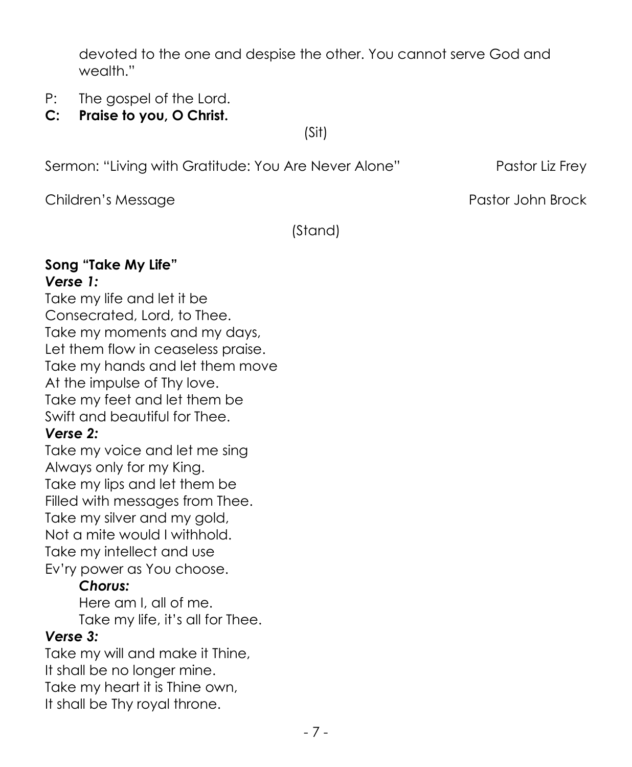devoted to the one and despise the other. You cannot serve God and wealth."

P: The gospel of the Lord.
**C: Praise to you, O Christ.**

(Sit)

Sermon: "Living with Gratitude: You Are Never Alone" Pastor Liz Frey

Children's Message Pastor John Brock

(Stand)

**Song "Take My Life"**
***Verse 1:***
Take my life and let it be
Consecrated, Lord, to Thee.
Take my moments and my days,
Let them flow in ceaseless praise.
Take my hands and let them move
At the impulse of Thy love.
Take my feet and let them be
Swift and beautiful for Thee.
***Verse 2:***
Take my voice and let me sing
Always only for my King.
Take my lips and let them be
Filled with messages from Thee.
Take my silver and my gold,
Not a mite would I withhold.
Take my intellect and use
Ev'ry power as You choose.

***Chorus:***
Here am I, all of me.
Take my life, it's all for Thee.

***Verse 3:***
Take my will and make it Thine,
It shall be no longer mine.
Take my heart it is Thine own,
It shall be Thy royal throne.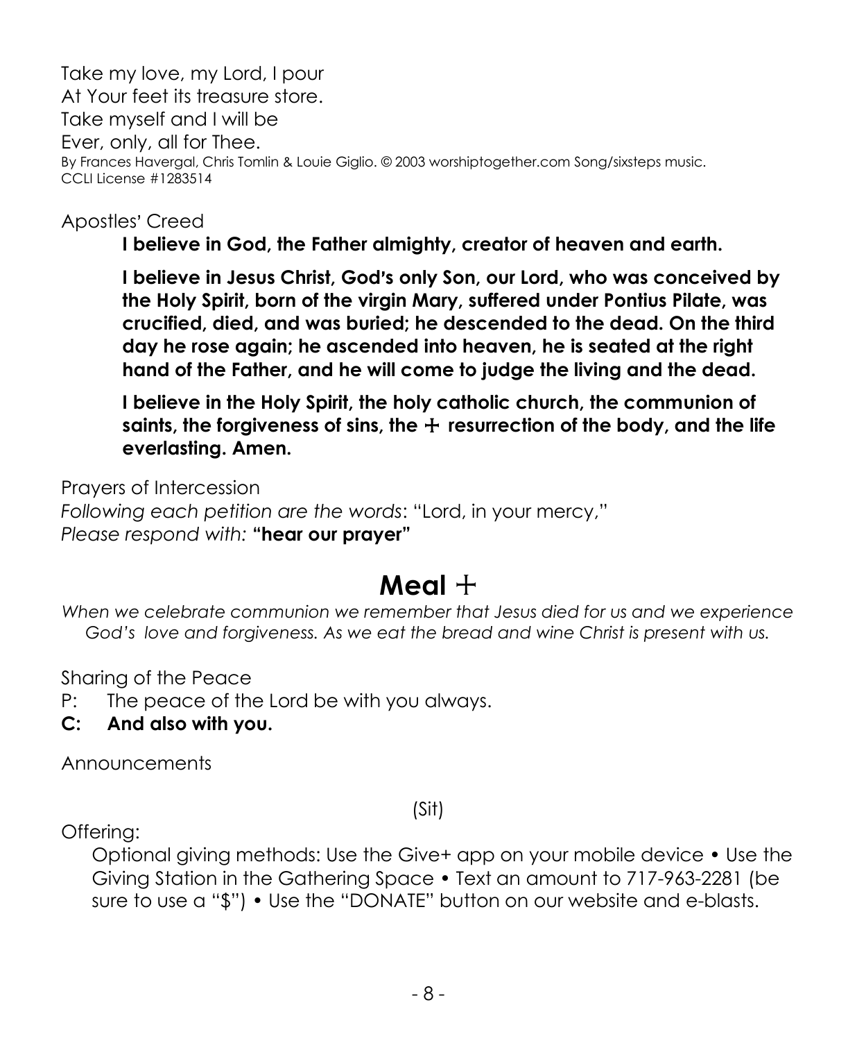Take my love, my Lord, I pour
At Your feet its treasure store.
Take myself and I will be
Ever, only, all for Thee.

By Frances Havergal, Chris Tomlin & Louie Giglio. © 2003 worshiptogether.com Song/sixsteps music.
CCLI License #1283514

Apostles' Creed

**I believe in God, the Father almighty, creator of heaven and earth.**

**I believe in Jesus Christ, God's only Son, our Lord, who was conceived by the Holy Spirit, born of the virgin Mary, suffered under Pontius Pilate, was crucified, died, and was buried; he descended to the dead. On the third day he rose again; he ascended into heaven, he is seated at the right hand of the Father, and he will come to judge the living and the dead.**

**I believe in the Holy Spirit, the holy catholic church, the communion of saints, the forgiveness of sins, the ☩ resurrection of the body, and the life everlasting. Amen.**

Prayers of Intercession
*Following each petition are the words*: "Lord, in your mercy,"
*Please respond with:* **"hear our prayer"**

# Meal ☩

*When we celebrate communion we remember that Jesus died for us and we experience God's love and forgiveness. As we eat the bread and wine Christ is present with us.*

Sharing of the Peace

P: The peace of the Lord be with you always.

**C: And also with you.**

Announcements

(Sit)

Offering:

Optional giving methods: Use the Give+ app on your mobile device • Use the Giving Station in the Gathering Space • Text an amount to 717-963-2281 (be sure to use a "$") • Use the "DONATE" button on our website and e-blasts.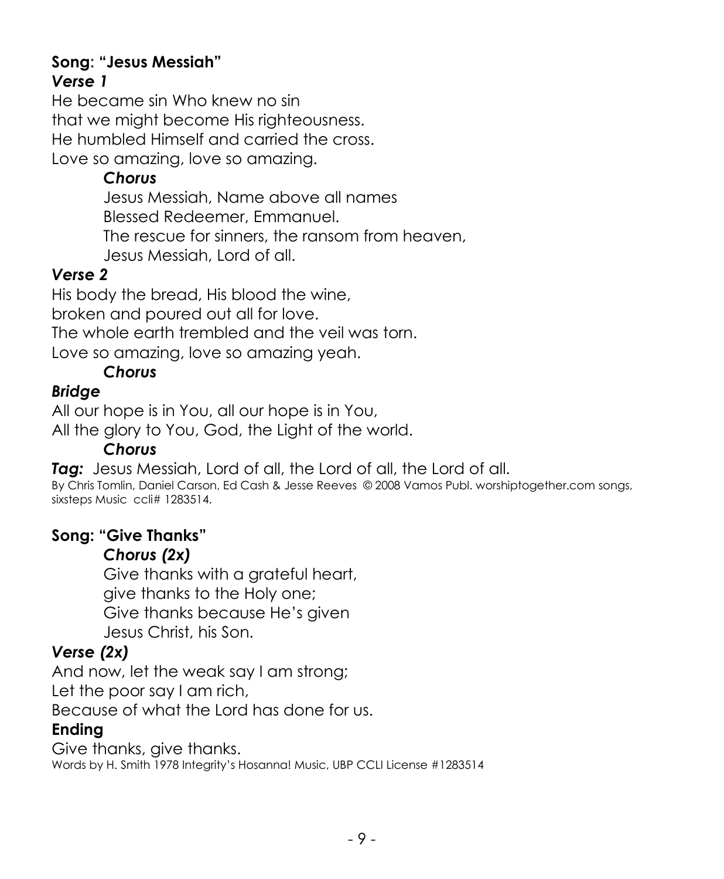**Song: "Jesus Messiah"**

***Verse 1***

He became sin Who knew no sin
that we might become His righteousness.
He humbled Himself and carried the cross.
Love so amazing, love so amazing.

> ***Chorus***
>
> Jesus Messiah, Name above all names
> Blessed Redeemer, Emmanuel.
> The rescue for sinners, the ransom from heaven,
> Jesus Messiah, Lord of all.

***Verse 2***

His body the bread, His blood the wine,
broken and poured out all for love.
The whole earth trembled and the veil was torn.
Love so amazing, love so amazing yeah.

> ***Chorus***

***Bridge***

All our hope is in You, all our hope is in You,
All the glory to You, God, the Light of the world.

> ***Chorus***

***Tag:*** Jesus Messiah, Lord of all, the Lord of all, the Lord of all.

By Chris Tomlin, Daniel Carson, Ed Cash & Jesse Reeves © 2008 Vamos Publ. worshiptogether.com songs, sixsteps Music ccli# 1283514.

**Song: "Give Thanks"**

> ***Chorus (2x)***
>
> Give thanks with a grateful heart,
> give thanks to the Holy one;
> Give thanks because He's given
> Jesus Christ, his Son.

***Verse (2x)***

And now, let the weak say I am strong;
Let the poor say I am rich,
Because of what the Lord has done for us.

**Ending**

Give thanks, give thanks.

Words by H. Smith 1978 Integrity's Hosanna! Music, UBP CCLI License #1283514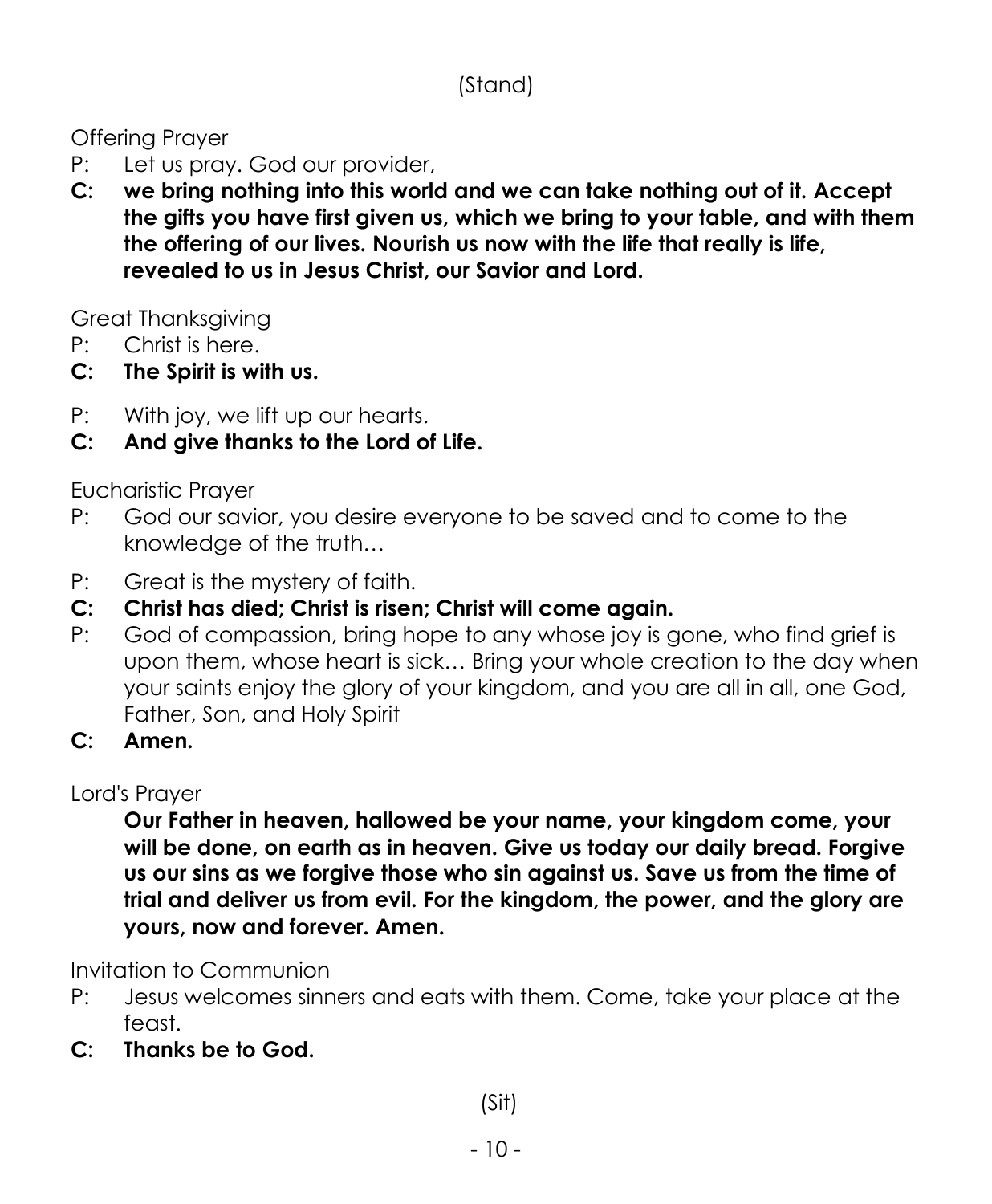(Stand)

Offering Prayer

P: Let us pray. God our provider,

**C: we bring nothing into this world and we can take nothing out of it. Accept the gifts you have first given us, which we bring to your table, and with them the offering of our lives. Nourish us now with the life that really is life, revealed to us in Jesus Christ, our Savior and Lord.**

Great Thanksgiving

P: Christ is here.

**C: The Spirit is with us.**

P: With joy, we lift up our hearts.

**C: And give thanks to the Lord of Life.**

Eucharistic Prayer

P: God our savior, you desire everyone to be saved and to come to the knowledge of the truth…

P: Great is the mystery of faith.

**C: Christ has died; Christ is risen; Christ will come again.**

P: God of compassion, bring hope to any whose joy is gone, who find grief is upon them, whose heart is sick… Bring your whole creation to the day when your saints enjoy the glory of your kingdom, and you are all in all, one God, Father, Son, and Holy Spirit

**C: Amen.**

Lord's Prayer

**Our Father in heaven, hallowed be your name, your kingdom come, your will be done, on earth as in heaven. Give us today our daily bread. Forgive us our sins as we forgive those who sin against us. Save us from the time of trial and deliver us from evil. For the kingdom, the power, and the glory are yours, now and forever. Amen.**

Invitation to Communion

P: Jesus welcomes sinners and eats with them. Come, take your place at the feast.

**C: Thanks be to God.**

(Sit)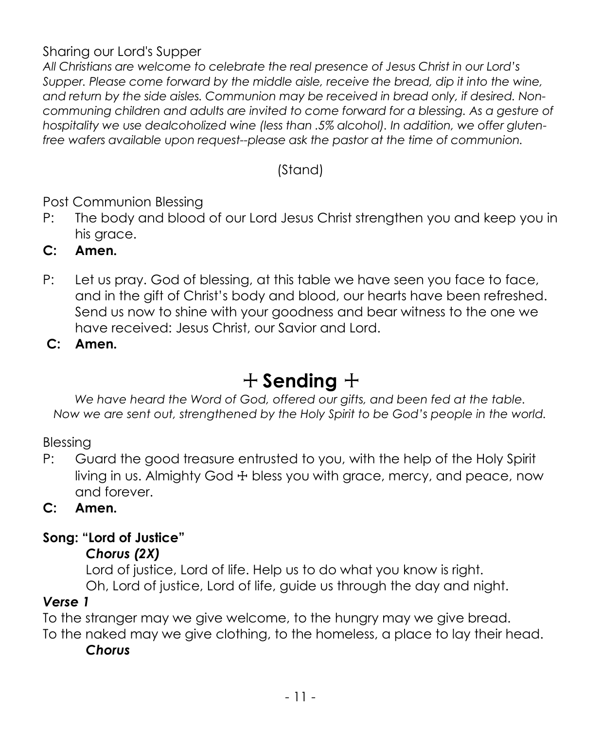Sharing our Lord's Supper

*All Christians are welcome to celebrate the real presence of Jesus Christ in our Lord's Supper. Please come forward by the middle aisle, receive the bread, dip it into the wine, and return by the side aisles. Communion may be received in bread only, if desired. Non-communing children and adults are invited to come forward for a blessing. As a gesture of hospitality we use dealcoholized wine (less than .5% alcohol). In addition, we offer gluten-free wafers available upon request--please ask the pastor at the time of communion.*

(Stand)

Post Communion Blessing

P: The body and blood of our Lord Jesus Christ strengthen you and keep you in his grace.

**C: Amen.**

P: Let us pray. God of blessing, at this table we have seen you face to face, and in the gift of Christ's body and blood, our hearts have been refreshed. Send us now to shine with your goodness and bear witness to the one we have received: Jesus Christ, our Savior and Lord.

**C: Amen.**

# ☩ Sending ☩

*We have heard the Word of God, offered our gifts, and been fed at the table. Now we are sent out, strengthened by the Holy Spirit to be God's people in the world.*

Blessing

P: Guard the good treasure entrusted to you, with the help of the Holy Spirit living in us. Almighty God ☩ bless you with grace, mercy, and peace, now and forever.

**C: Amen.**

**Song: "Lord of Justice"**

***Chorus (2X)***

Lord of justice, Lord of life. Help us to do what you know is right.
Oh, Lord of justice, Lord of life, guide us through the day and night.

***Verse 1***

To the stranger may we give welcome, to the hungry may we give bread.
To the naked may we give clothing, to the homeless, a place to lay their head.

***Chorus***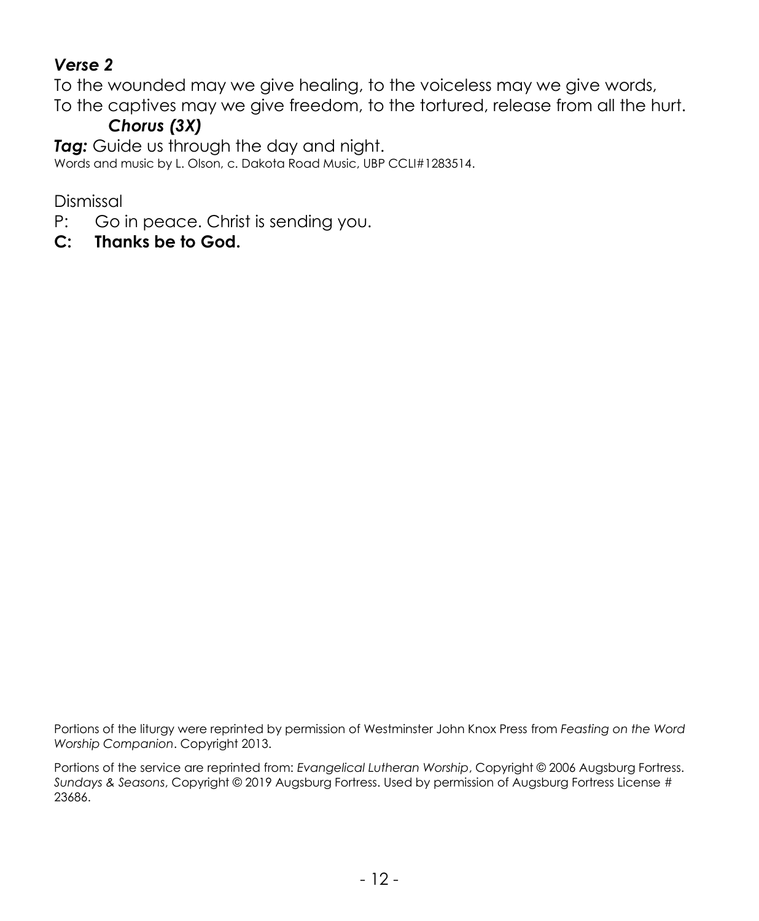***Verse 2***

To the wounded may we give healing, to the voiceless may we give words,
To the captives may we give freedom, to the tortured, release from all the hurt.

***Chorus (3X)***

***Tag:*** Guide us through the day and night.

Words and music by L. Olson, c. Dakota Road Music, UBP CCLI#1283514.

Dismissal

P: Go in peace. Christ is sending you.

**C: Thanks be to God.**

Portions of the liturgy were reprinted by permission of Westminster John Knox Press from *Feasting on the Word Worship Companion*. Copyright 2013.

Portions of the service are reprinted from: *Evangelical Lutheran Worship*, Copyright © 2006 Augsburg Fortress. *Sundays & Seasons*, Copyright © 2019 Augsburg Fortress. Used by permission of Augsburg Fortress License # 23686.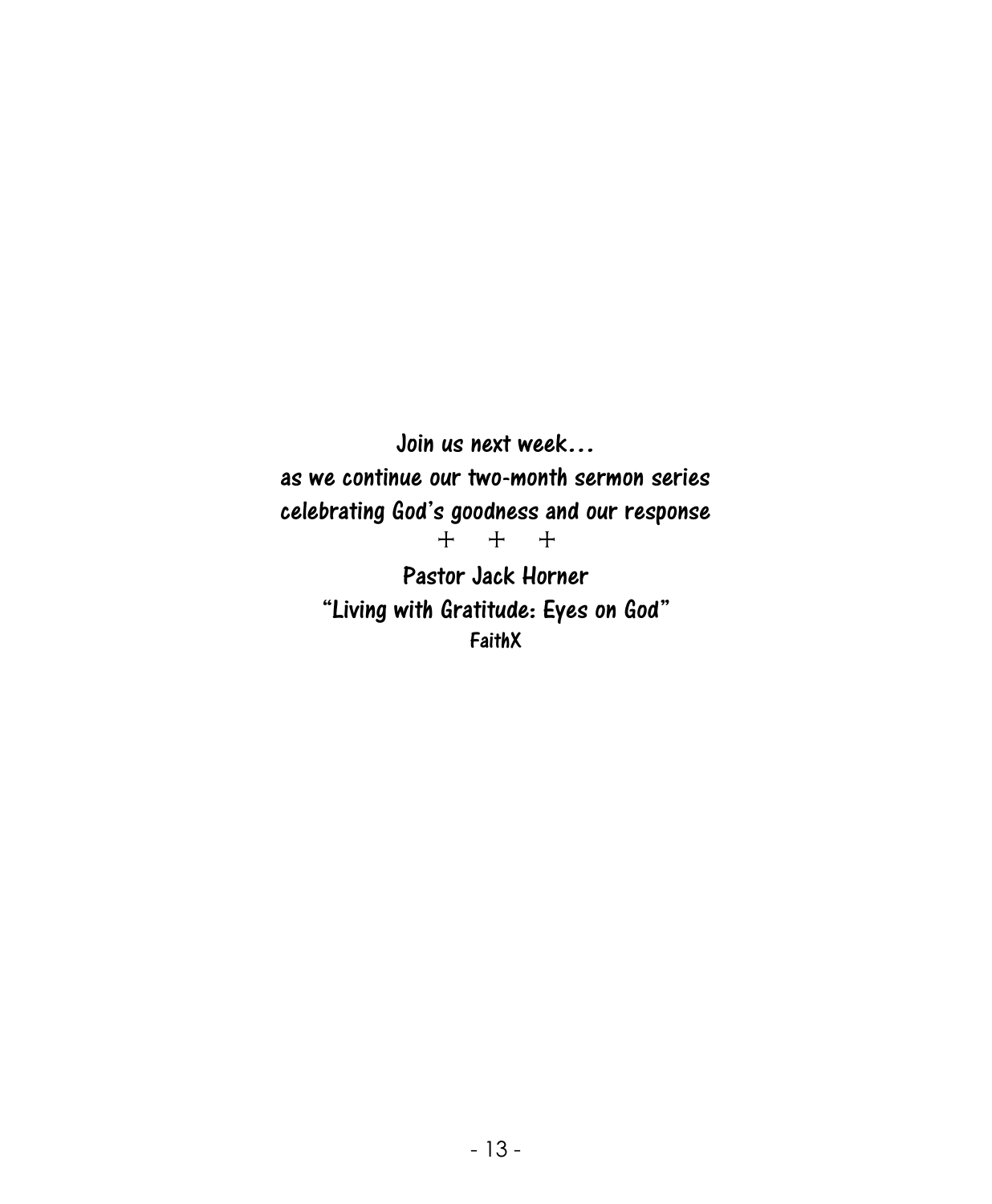**Join us next week…**
**as we continue our two-month sermon series**
**celebrating God's goodness and our response**

+ + +

**Pastor Jack Horner**
**"Living with Gratitude: Eyes on God"**
**FaithX**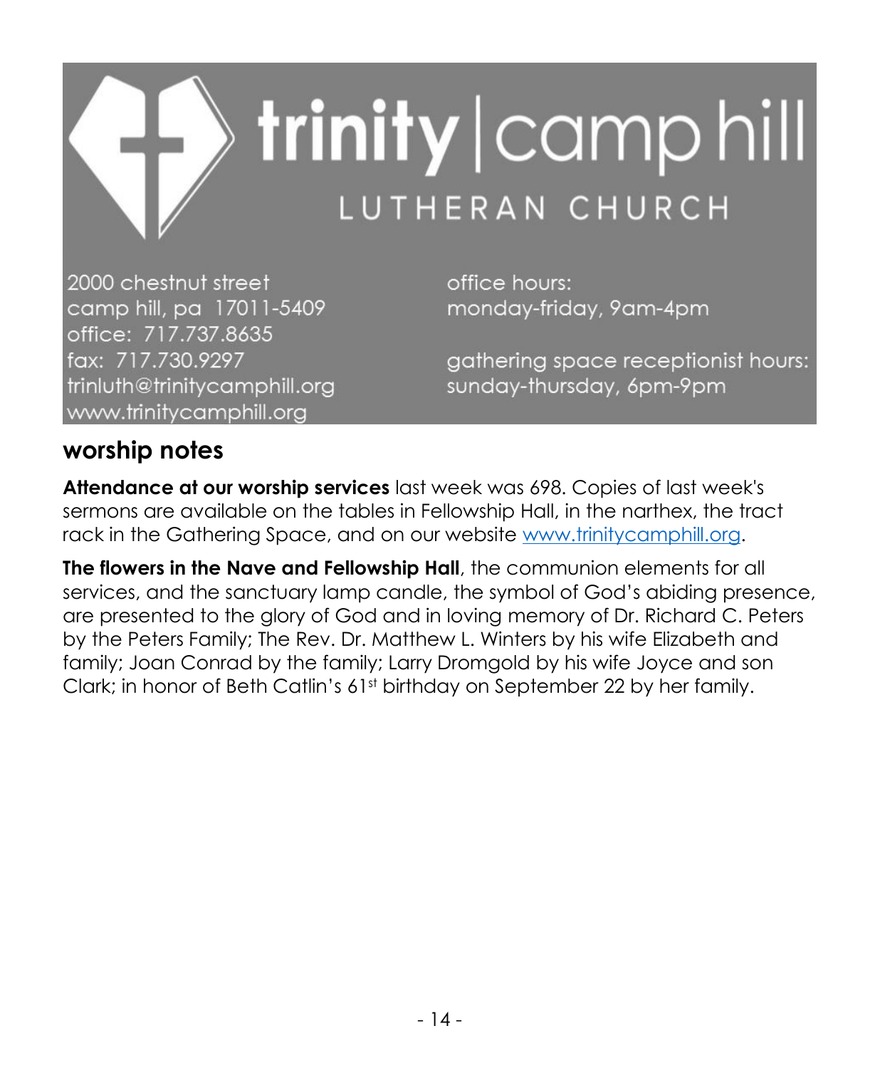# trinity | camp hill

## LUTHERAN CHURCH

2000 chestnut street
camp hill, pa 17011-5409
office: 717.737.8635
fax: 717.730.9297
trinluth@trinitycamphill.org
www.trinitycamphill.org

office hours:
monday-friday, 9am-4pm

gathering space receptionist hours:
sunday-thursday, 6pm-9pm

## worship notes

**Attendance at our worship services** last week was 698. Copies of last week's sermons are available on the tables in Fellowship Hall, in the narthex, the tract rack in the Gathering Space, and on our website www.trinitycamphill.org.

**The flowers in the Nave and Fellowship Hall**, the communion elements for all services, and the sanctuary lamp candle, the symbol of God's abiding presence, are presented to the glory of God and in loving memory of Dr. Richard C. Peters by the Peters Family; The Rev. Dr. Matthew L. Winters by his wife Elizabeth and family; Joan Conrad by the family; Larry Dromgold by his wife Joyce and son Clark; in honor of Beth Catlin's 61st birthday on September 22 by her family.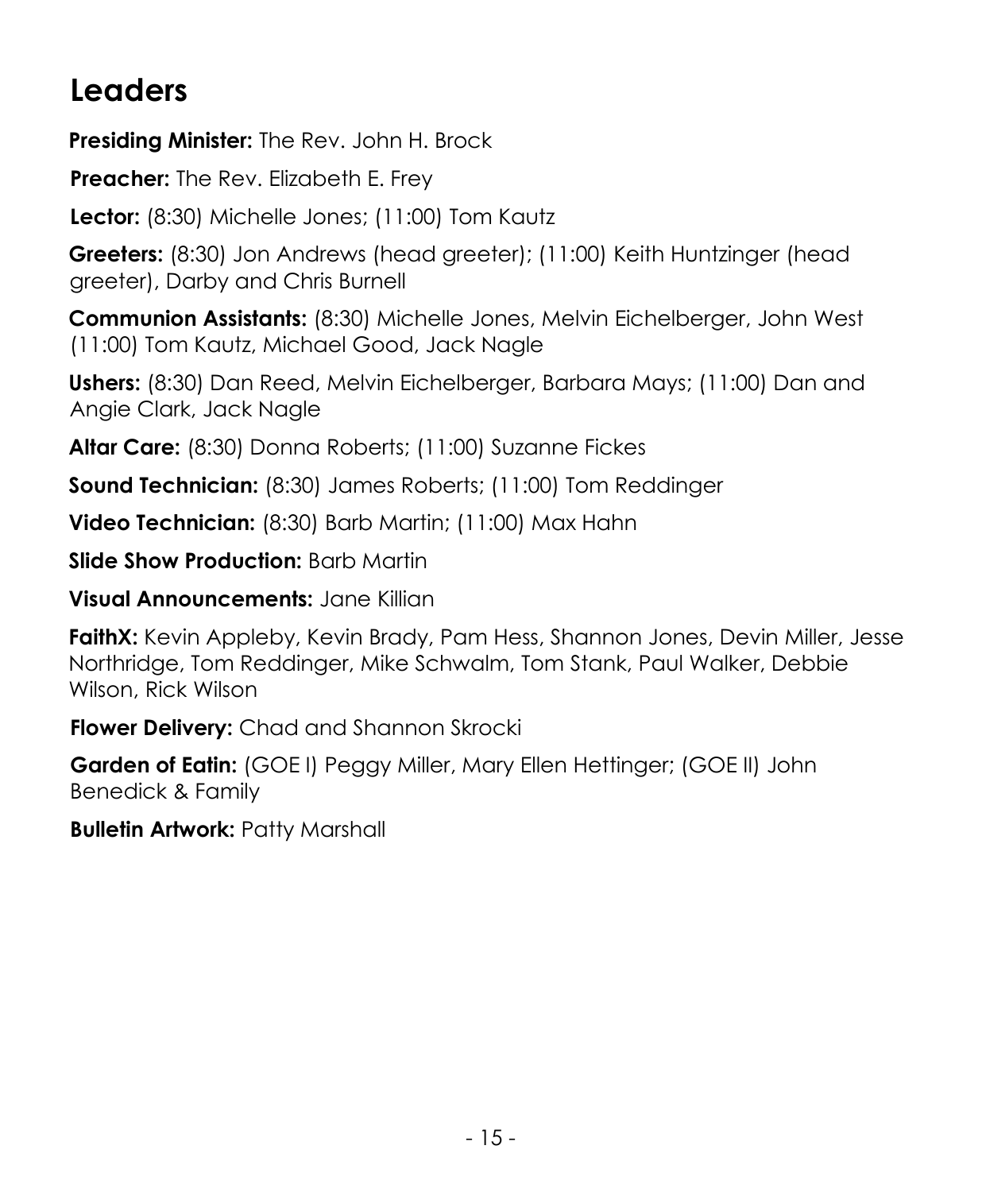## Leaders

**Presiding Minister:** The Rev. John H. Brock

**Preacher:** The Rev. Elizabeth E. Frey

**Lector:** (8:30) Michelle Jones; (11:00) Tom Kautz

**Greeters:** (8:30) Jon Andrews (head greeter); (11:00) Keith Huntzinger (head greeter), Darby and Chris Burnell

**Communion Assistants:** (8:30) Michelle Jones, Melvin Eichelberger, John West (11:00) Tom Kautz, Michael Good, Jack Nagle

**Ushers:** (8:30) Dan Reed, Melvin Eichelberger, Barbara Mays; (11:00) Dan and Angie Clark, Jack Nagle

**Altar Care:** (8:30) Donna Roberts; (11:00) Suzanne Fickes

**Sound Technician:** (8:30) James Roberts; (11:00) Tom Reddinger

**Video Technician:** (8:30) Barb Martin; (11:00) Max Hahn

**Slide Show Production:** Barb Martin

**Visual Announcements:** Jane Killian

**FaithX:** Kevin Appleby, Kevin Brady, Pam Hess, Shannon Jones, Devin Miller, Jesse Northridge, Tom Reddinger, Mike Schwalm, Tom Stank, Paul Walker, Debbie Wilson, Rick Wilson

**Flower Delivery:** Chad and Shannon Skrocki

**Garden of Eatin:** (GOE I) Peggy Miller, Mary Ellen Hettinger; (GOE II) John Benedick & Family

**Bulletin Artwork:** Patty Marshall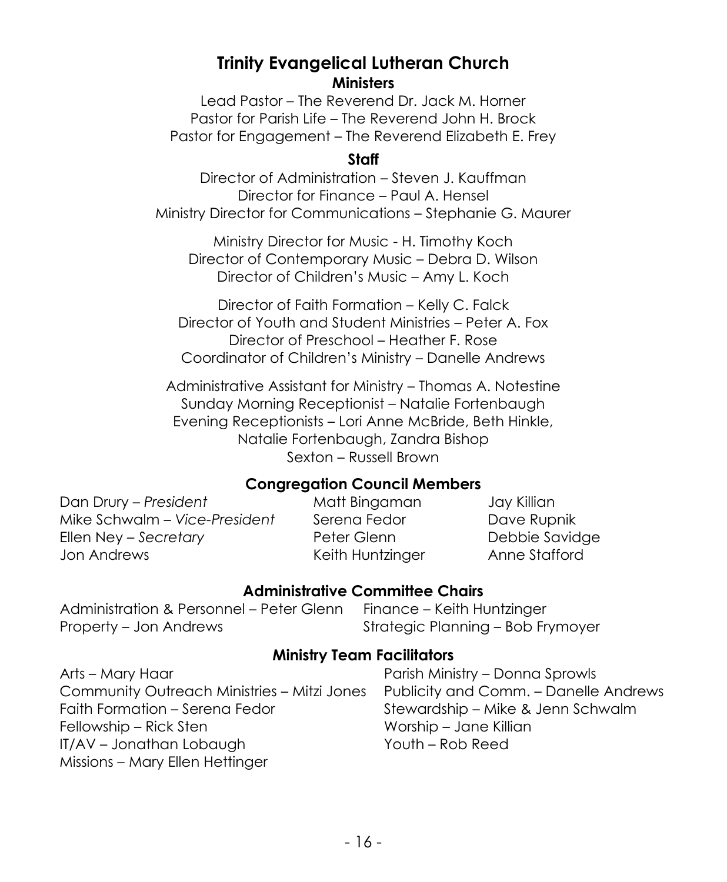# Trinity Evangelical Lutheran Church

## Ministers

Lead Pastor – The Reverend Dr. Jack M. Horner
Pastor for Parish Life – The Reverend John H. Brock
Pastor for Engagement – The Reverend Elizabeth E. Frey

## Staff

Director of Administration – Steven J. Kauffman
Director for Finance – Paul A. Hensel
Ministry Director for Communications – Stephanie G. Maurer

Ministry Director for Music - H. Timothy Koch
Director of Contemporary Music – Debra D. Wilson
Director of Children's Music – Amy L. Koch

Director of Faith Formation – Kelly C. Falck
Director of Youth and Student Ministries – Peter A. Fox
Director of Preschool – Heather F. Rose
Coordinator of Children's Ministry – Danelle Andrews

Administrative Assistant for Ministry – Thomas A. Notestine
Sunday Morning Receptionist – Natalie Fortenbaugh
Evening Receptionists – Lori Anne McBride, Beth Hinkle, Natalie Fortenbaugh, Zandra Bishop
Sexton – Russell Brown

## Congregation Council Members

Dan Drury – *President*
Mike Schwalm – *Vice-President*
Ellen Ney – *Secretary*
Jon Andrews
Matt Bingaman
Serena Fedor
Peter Glenn
Keith Huntzinger
Jay Killian
Dave Rupnik
Debbie Savidge
Anne Stafford

## Administrative Committee Chairs

Administration & Personnel – Peter Glenn
Property – Jon Andrews
Finance – Keith Huntzinger
Strategic Planning – Bob Frymoyer

## Ministry Team Facilitators

Arts – Mary Haar
Community Outreach Ministries – Mitzi Jones
Faith Formation – Serena Fedor
Fellowship – Rick Sten
IT/AV – Jonathan Lobaugh
Missions – Mary Ellen Hettinger
Parish Ministry – Donna Sprowls
Publicity and Comm. – Danelle Andrews
Stewardship – Mike & Jenn Schwalm
Worship – Jane Killian
Youth – Rob Reed